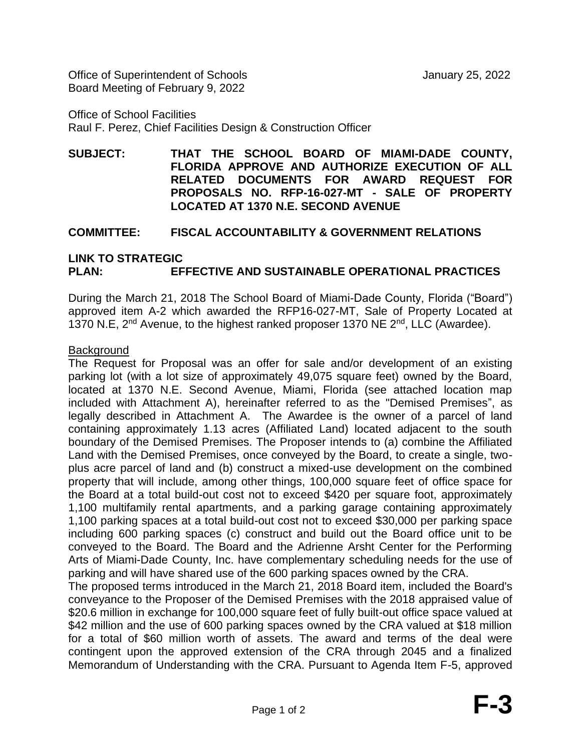Office of Superintendent of Schools  
Board Meeting of February 9, 2022

January 25, 2022

Office of School Facilities  
Raul F. Perez, Chief Facilities Design & Construction Officer

**SUBJECT: THAT THE SCHOOL BOARD OF MIAMI-DADE COUNTY, FLORIDA APPROVE AND AUTHORIZE EXECUTION OF ALL RELATED DOCUMENTS FOR AWARD REQUEST FOR PROPOSALS NO. RFP-16-027-MT - SALE OF PROPERTY LOCATED AT 1370 N.E. SECOND AVENUE**

**COMMITTEE: FISCAL ACCOUNTABILITY & GOVERNMENT RELATIONS**

**LINK TO STRATEGIC PLAN: EFFECTIVE AND SUSTAINABLE OPERATIONAL PRACTICES**

During the March 21, 2018 The School Board of Miami-Dade County, Florida ("Board") approved item A-2 which awarded the RFP16-027-MT, Sale of Property Located at 1370 N.E, 2nd Avenue, to the highest ranked proposer 1370 NE 2nd, LLC (Awardee).

<u>Background</u>

The Request for Proposal was an offer for sale and/or development of an existing parking lot (with a lot size of approximately 49,075 square feet) owned by the Board, located at 1370 N.E. Second Avenue, Miami, Florida (see attached location map included with Attachment A), hereinafter referred to as the "Demised Premises", as legally described in Attachment A. The Awardee is the owner of a parcel of land containing approximately 1.13 acres (Affiliated Land) located adjacent to the south boundary of the Demised Premises. The Proposer intends to (a) combine the Affiliated Land with the Demised Premises, once conveyed by the Board, to create a single, two-plus acre parcel of land and (b) construct a mixed-use development on the combined property that will include, among other things, 100,000 square feet of office space for the Board at a total build-out cost not to exceed $420 per square foot, approximately 1,100 multifamily rental apartments, and a parking garage containing approximately 1,100 parking spaces at a total build-out cost not to exceed $30,000 per parking space including 600 parking spaces (c) construct and build out the Board office unit to be conveyed to the Board. The Board and the Adrienne Arsht Center for the Performing Arts of Miami-Dade County, Inc. have complementary scheduling needs for the use of parking and will have shared use of the 600 parking spaces owned by the CRA.

The proposed terms introduced in the March 21, 2018 Board item, included the Board's conveyance to the Proposer of the Demised Premises with the 2018 appraised value of $20.6 million in exchange for 100,000 square feet of fully built-out office space valued at $42 million and the use of 600 parking spaces owned by the CRA valued at $18 million for a total of $60 million worth of assets. The award and terms of the deal were contingent upon the approved extension of the CRA through 2045 and a finalized Memorandum of Understanding with the CRA. Pursuant to Agenda Item F-5, approved

**F-3**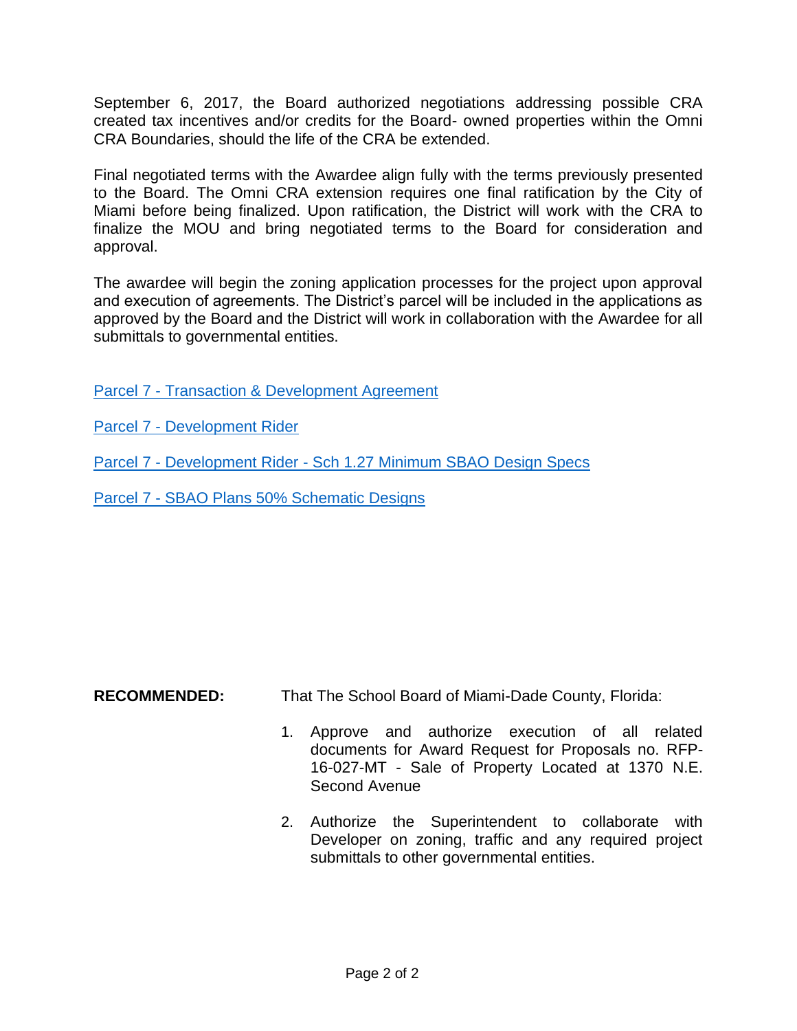September 6, 2017, the Board authorized negotiations addressing possible CRA created tax incentives and/or credits for the Board- owned properties within the Omni CRA Boundaries, should the life of the CRA be extended.

Final negotiated terms with the Awardee align fully with the terms previously presented to the Board. The Omni CRA extension requires one final ratification by the City of Miami before being finalized. Upon ratification, the District will work with the CRA to finalize the MOU and bring negotiated terms to the Board for consideration and approval.

The awardee will begin the zoning application processes for the project upon approval and execution of agreements. The District's parcel will be included in the applications as approved by the Board and the District will work in collaboration with the Awardee for all submittals to governmental entities.

Parcel 7 - Transaction & Development Agreement

Parcel 7 - Development Rider

Parcel 7 - Development Rider - Sch 1.27 Minimum SBAO Design Specs

Parcel 7 - SBAO Plans 50% Schematic Designs

**RECOMMENDED:** That The School Board of Miami-Dade County, Florida:

1. Approve and authorize execution of all related documents for Award Request for Proposals no. RFP-16-027-MT - Sale of Property Located at 1370 N.E. Second Avenue
2. Authorize the Superintendent to collaborate with Developer on zoning, traffic and any required project submittals to other governmental entities.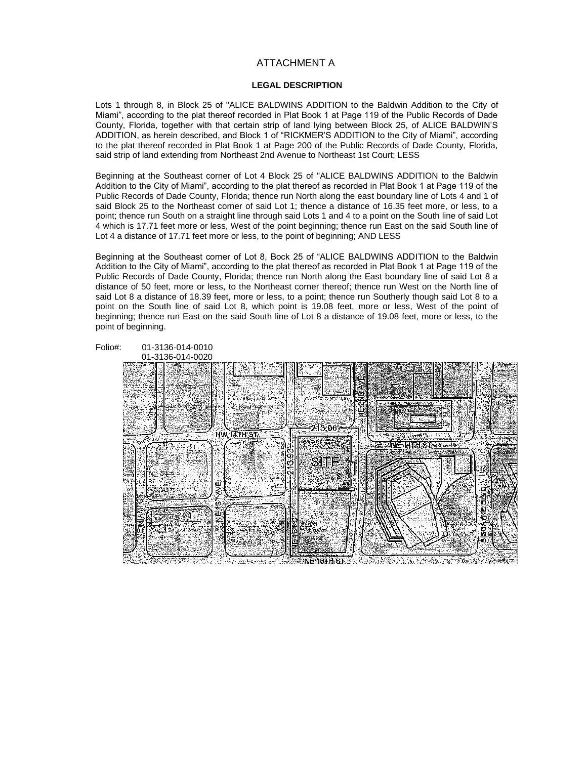# ATTACHMENT A

**LEGAL DESCRIPTION**

Lots 1 through 8, in Block 25 of "ALICE BALDWINS ADDITION to the Baldwin Addition to the City of Miami", according to the plat thereof recorded in Plat Book 1 at Page 119 of the Public Records of Dade County, Florida, together with that certain strip of land lying between Block 25, of ALICE BALDWIN'S ADDITION, as herein described, and Block 1 of "RICKMER'S ADDITION to the City of Miami", according to the plat thereof recorded in Plat Book 1 at Page 200 of the Public Records of Dade County, Florida, said strip of land extending from Northeast 2nd Avenue to Northeast 1st Court; LESS

Beginning at the Southeast corner of Lot 4 Block 25 of "ALICE BALDWINS ADDITION to the Baldwin Addition to the City of Miami", according to the plat thereof as recorded in Plat Book 1 at Page 119 of the Public Records of Dade County, Florida; thence run North along the east boundary line of Lots 4 and 1 of said Block 25 to the Northeast corner of said Lot 1; thence a distance of 16.35 feet more, or less, to a point; thence run South on a straight line through said Lots 1 and 4 to a point on the South line of said Lot 4 which is 17.71 feet more or less, West of the point beginning; thence run East on the said South line of Lot 4 a distance of 17.71 feet more or less, to the point of beginning; AND LESS

Beginning at the Southeast corner of Lot 8, Bock 25 of "ALICE BALDWINS ADDITION to the Baldwin Addition to the City of Miami", according to the plat thereof as recorded in Plat Book 1 at Page 119 of the Public Records of Dade County, Florida; thence run North along the East boundary line of said Lot 8 a distance of 50 feet, more or less, to the Northeast corner thereof; thence run West on the North line of said Lot 8 a distance of 18.39 feet, more or less, to a point; thence run Southerly though said Lot 8 to a point on the South line of said Lot 8, which point is 19.08 feet, more or less, West of the point of beginning; thence run East on the said South line of Lot 8 a distance of 19.08 feet, more or less, to the point of beginning.

Folio#: 01-3136-014-0010
01-3136-014-0020

NW 14TH ST
210.00'
NE 2ND AVE
NE 14TH ST
213.93'
SITE
NE MIAMI CT
NE 1ST AVE
NE 1ST CT
NE 13TH ST
BISCAYNE BLVD